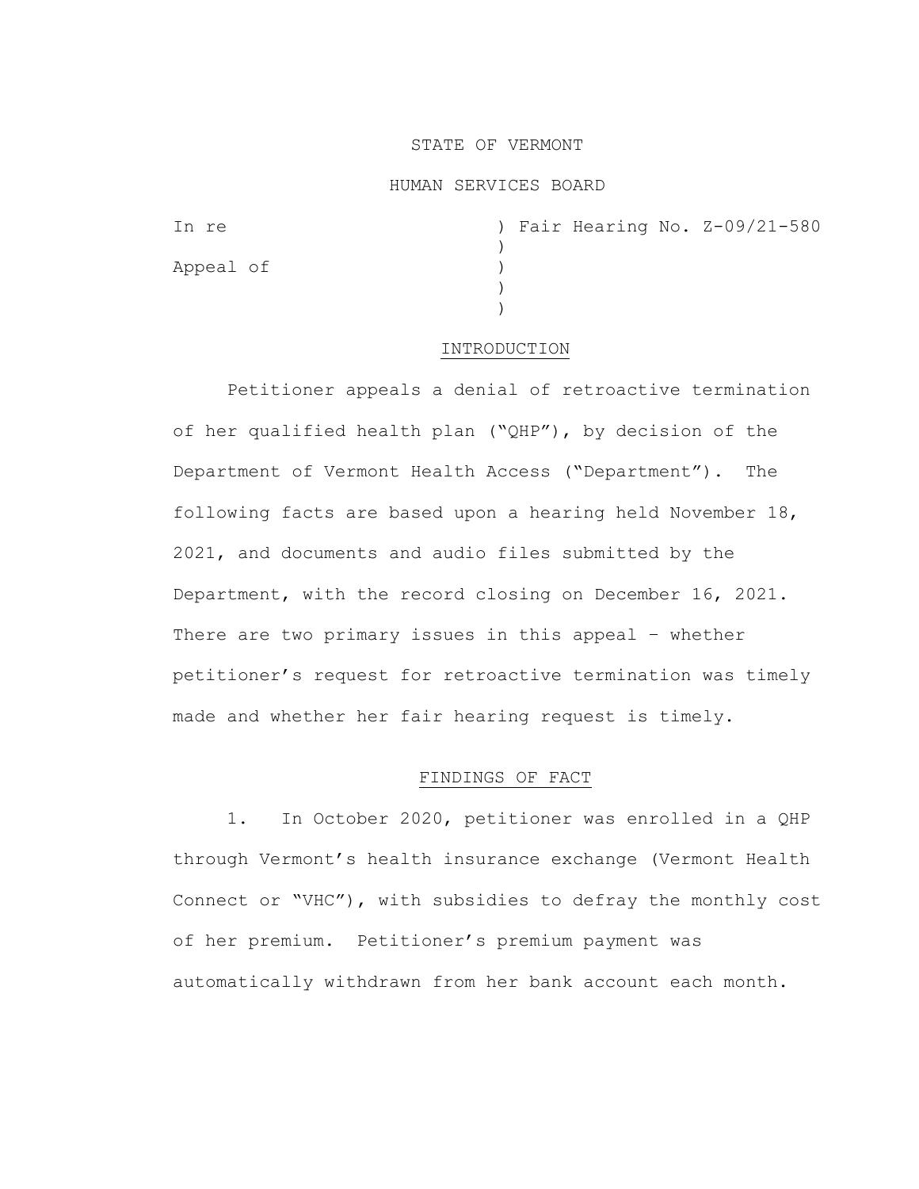STATE OF VERMONT

HUMAN SERVICES BOARD

In re ) Fair Hearing No. Z-09/21-580
)
Appeal of )
)
)

## INTRODUCTION

Petitioner appeals a denial of retroactive termination of her qualified health plan ("QHP"), by decision of the Department of Vermont Health Access ("Department"). The following facts are based upon a hearing held November 18, 2021, and documents and audio files submitted by the Department, with the record closing on December 16, 2021. There are two primary issues in this appeal – whether petitioner's request for retroactive termination was timely made and whether her fair hearing request is timely.

## FINDINGS OF FACT

1. In October 2020, petitioner was enrolled in a QHP through Vermont's health insurance exchange (Vermont Health Connect or "VHC"), with subsidies to defray the monthly cost of her premium. Petitioner's premium payment was automatically withdrawn from her bank account each month.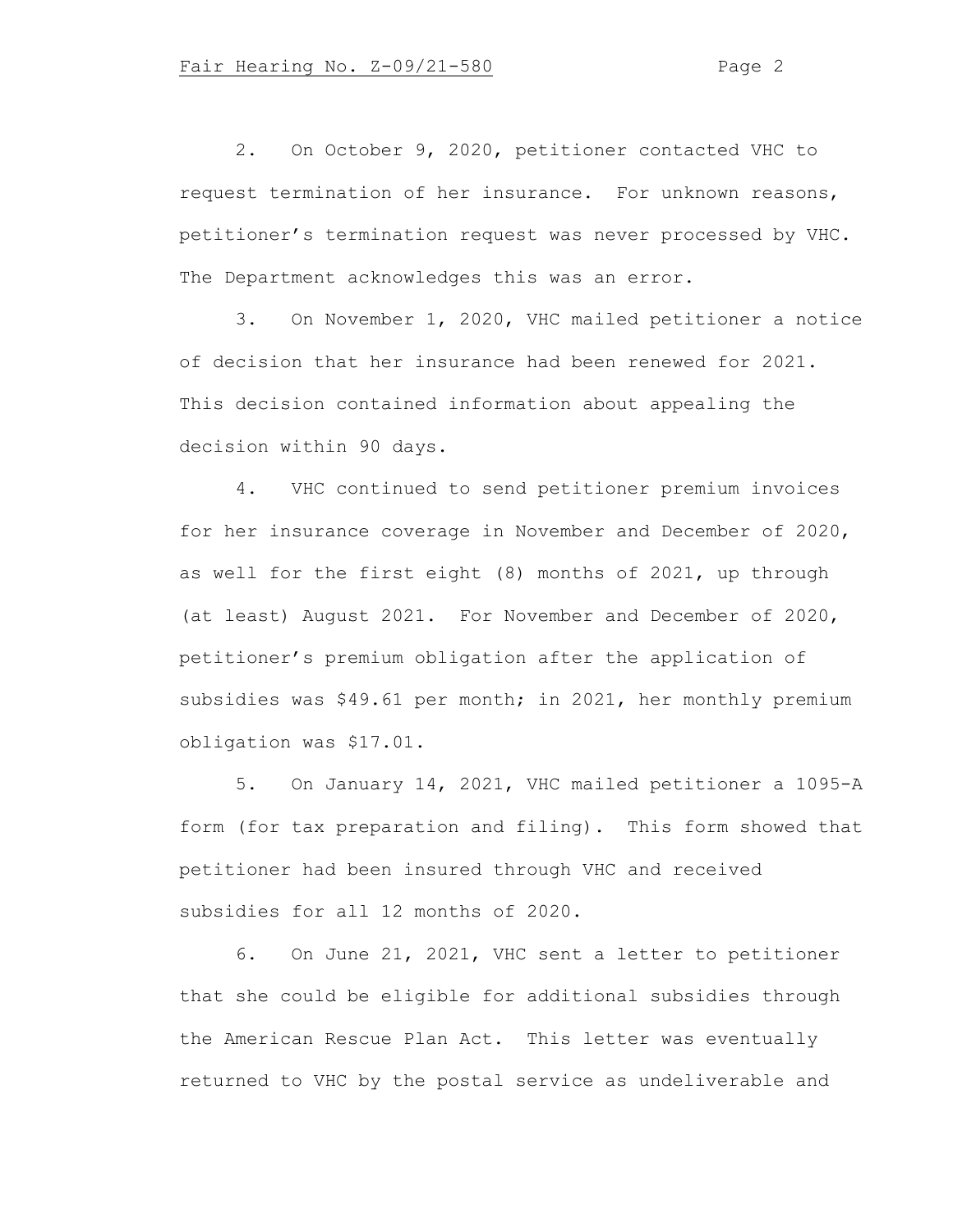2. On October 9, 2020, petitioner contacted VHC to request termination of her insurance. For unknown reasons, petitioner's termination request was never processed by VHC. The Department acknowledges this was an error.

3. On November 1, 2020, VHC mailed petitioner a notice of decision that her insurance had been renewed for 2021. This decision contained information about appealing the decision within 90 days.

4. VHC continued to send petitioner premium invoices for her insurance coverage in November and December of 2020, as well for the first eight (8) months of 2021, up through (at least) August 2021. For November and December of 2020, petitioner's premium obligation after the application of subsidies was $49.61 per month; in 2021, her monthly premium obligation was $17.01.

5. On January 14, 2021, VHC mailed petitioner a 1095-A form (for tax preparation and filing). This form showed that petitioner had been insured through VHC and received subsidies for all 12 months of 2020.

6. On June 21, 2021, VHC sent a letter to petitioner that she could be eligible for additional subsidies through the American Rescue Plan Act. This letter was eventually returned to VHC by the postal service as undeliverable and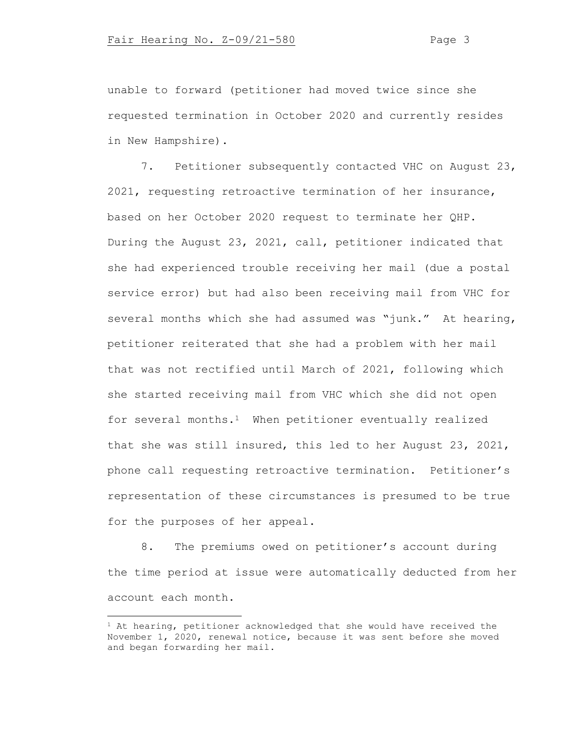unable to forward (petitioner had moved twice since she requested termination in October 2020 and currently resides in New Hampshire).

7. Petitioner subsequently contacted VHC on August 23, 2021, requesting retroactive termination of her insurance, based on her October 2020 request to terminate her QHP. During the August 23, 2021, call, petitioner indicated that she had experienced trouble receiving her mail (due a postal service error) but had also been receiving mail from VHC for several months which she had assumed was "junk." At hearing, petitioner reiterated that she had a problem with her mail that was not rectified until March of 2021, following which she started receiving mail from VHC which she did not open for several months.[1] When petitioner eventually realized that she was still insured, this led to her August 23, 2021, phone call requesting retroactive termination. Petitioner's representation of these circumstances is presumed to be true for the purposes of her appeal.

8. The premiums owed on petitioner's account during the time period at issue were automatically deducted from her account each month.

---

[1] At hearing, petitioner acknowledged that she would have received the November 1, 2020, renewal notice, because it was sent before she moved and began forwarding her mail.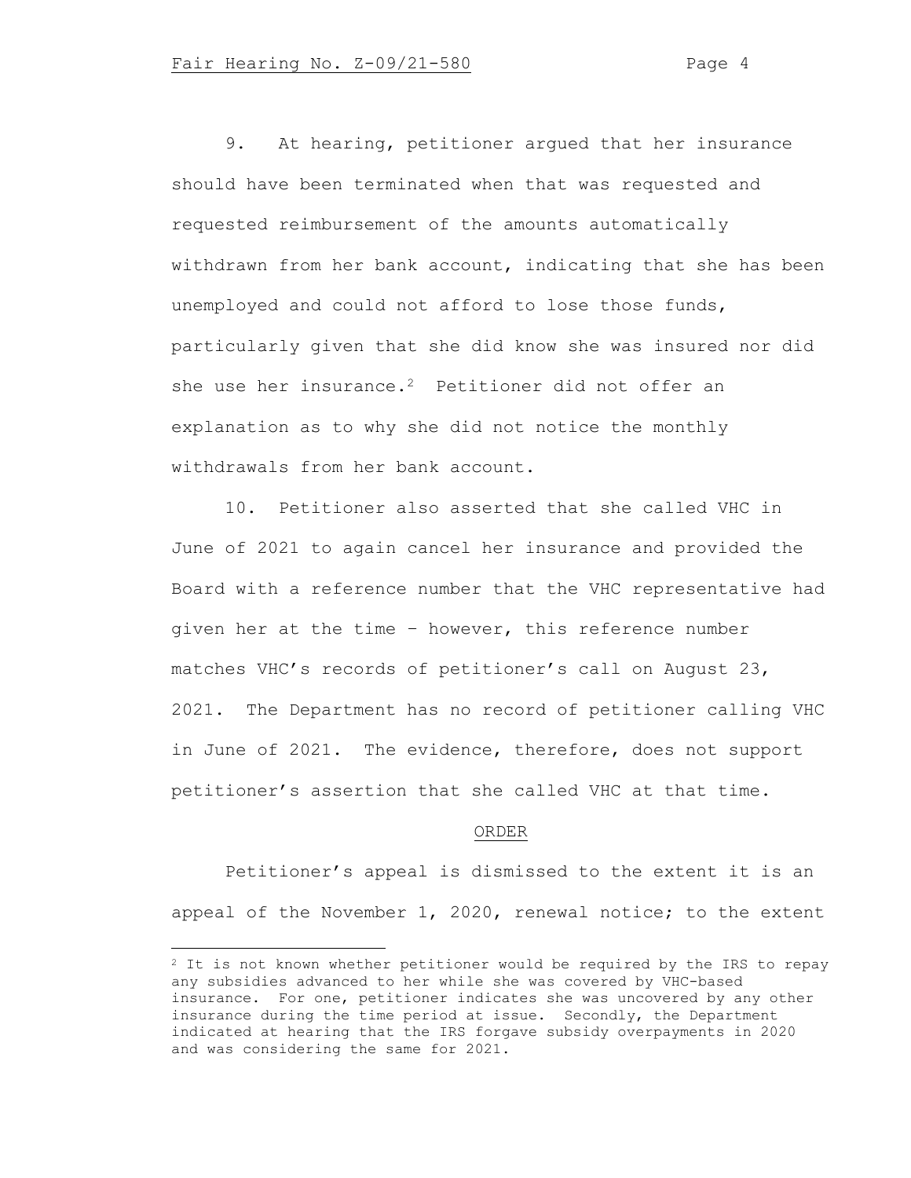9. At hearing, petitioner argued that her insurance should have been terminated when that was requested and requested reimbursement of the amounts automatically withdrawn from her bank account, indicating that she has been unemployed and could not afford to lose those funds, particularly given that she did know she was insured nor did she use her insurance.[2] Petitioner did not offer an explanation as to why she did not notice the monthly withdrawals from her bank account.

10. Petitioner also asserted that she called VHC in June of 2021 to again cancel her insurance and provided the Board with a reference number that the VHC representative had given her at the time – however, this reference number matches VHC's records of petitioner's call on August 23, 2021. The Department has no record of petitioner calling VHC in June of 2021. The evidence, therefore, does not support petitioner's assertion that she called VHC at that time.

## ORDER

Petitioner's appeal is dismissed to the extent it is an appeal of the November 1, 2020, renewal notice; to the extent

[2] It is not known whether petitioner would be required by the IRS to repay any subsidies advanced to her while she was covered by VHC-based insurance. For one, petitioner indicates she was uncovered by any other insurance during the time period at issue. Secondly, the Department indicated at hearing that the IRS forgave subsidy overpayments in 2020 and was considering the same for 2021.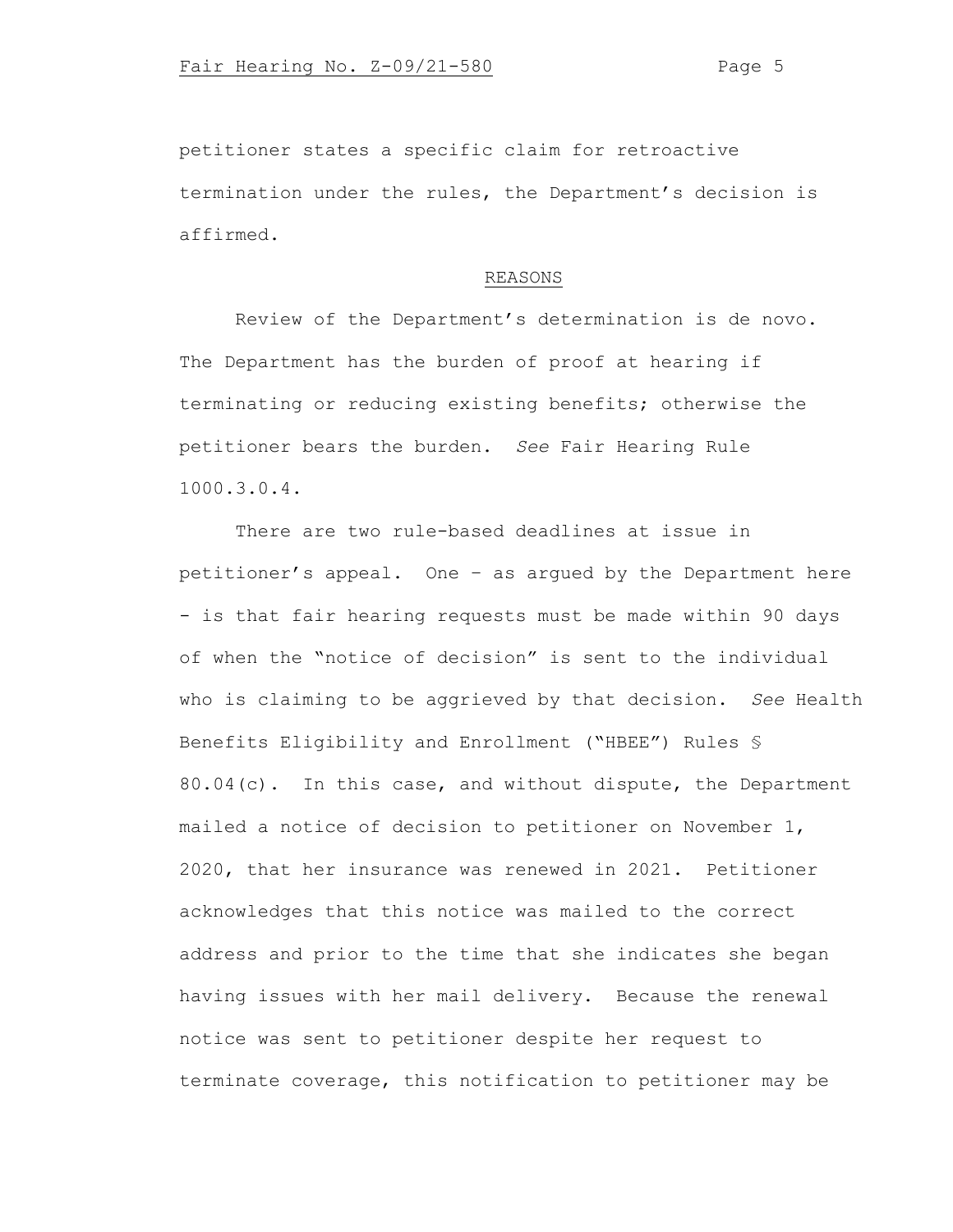petitioner states a specific claim for retroactive termination under the rules, the Department's decision is affirmed.

## REASONS

Review of the Department's determination is de novo. The Department has the burden of proof at hearing if terminating or reducing existing benefits; otherwise the petitioner bears the burden. *See* Fair Hearing Rule 1000.3.0.4.

There are two rule-based deadlines at issue in petitioner's appeal. One – as argued by the Department here - is that fair hearing requests must be made within 90 days of when the "notice of decision" is sent to the individual who is claiming to be aggrieved by that decision. *See* Health Benefits Eligibility and Enrollment ("HBEE") Rules § 80.04(c). In this case, and without dispute, the Department mailed a notice of decision to petitioner on November 1, 2020, that her insurance was renewed in 2021. Petitioner acknowledges that this notice was mailed to the correct address and prior to the time that she indicates she began having issues with her mail delivery. Because the renewal notice was sent to petitioner despite her request to terminate coverage, this notification to petitioner may be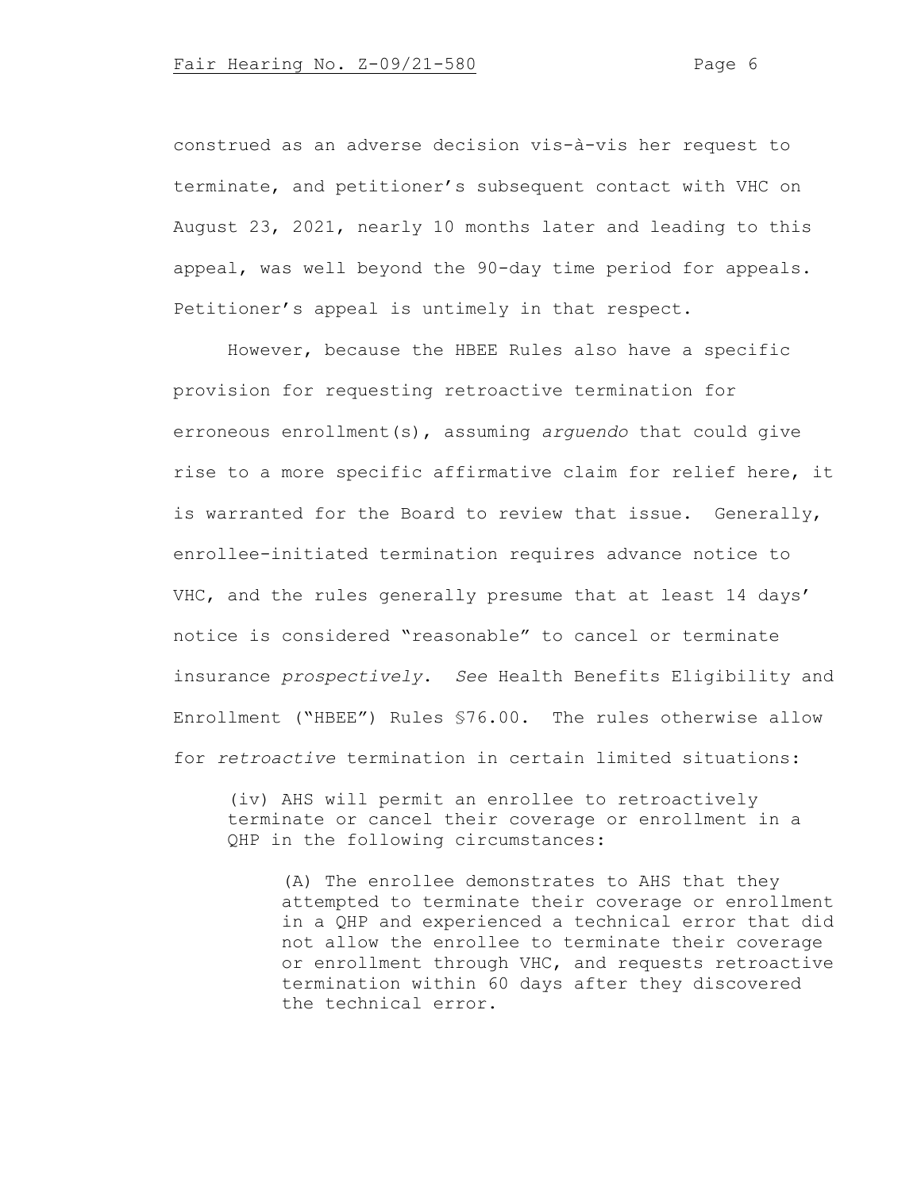construed as an adverse decision vis-à-vis her request to terminate, and petitioner's subsequent contact with VHC on August 23, 2021, nearly 10 months later and leading to this appeal, was well beyond the 90-day time period for appeals. Petitioner's appeal is untimely in that respect.

However, because the HBEE Rules also have a specific provision for requesting retroactive termination for erroneous enrollment(s), assuming *arguendo* that could give rise to a more specific affirmative claim for relief here, it is warranted for the Board to review that issue. Generally, enrollee-initiated termination requires advance notice to VHC, and the rules generally presume that at least 14 days' notice is considered "reasonable" to cancel or terminate insurance *prospectively*. *See* Health Benefits Eligibility and Enrollment ("HBEE") Rules §76.00. The rules otherwise allow for *retroactive* termination in certain limited situations:

> (iv) AHS will permit an enrollee to retroactively terminate or cancel their coverage or enrollment in a QHP in the following circumstances:
>
> > (A) The enrollee demonstrates to AHS that they attempted to terminate their coverage or enrollment in a QHP and experienced a technical error that did not allow the enrollee to terminate their coverage or enrollment through VHC, and requests retroactive termination within 60 days after they discovered the technical error.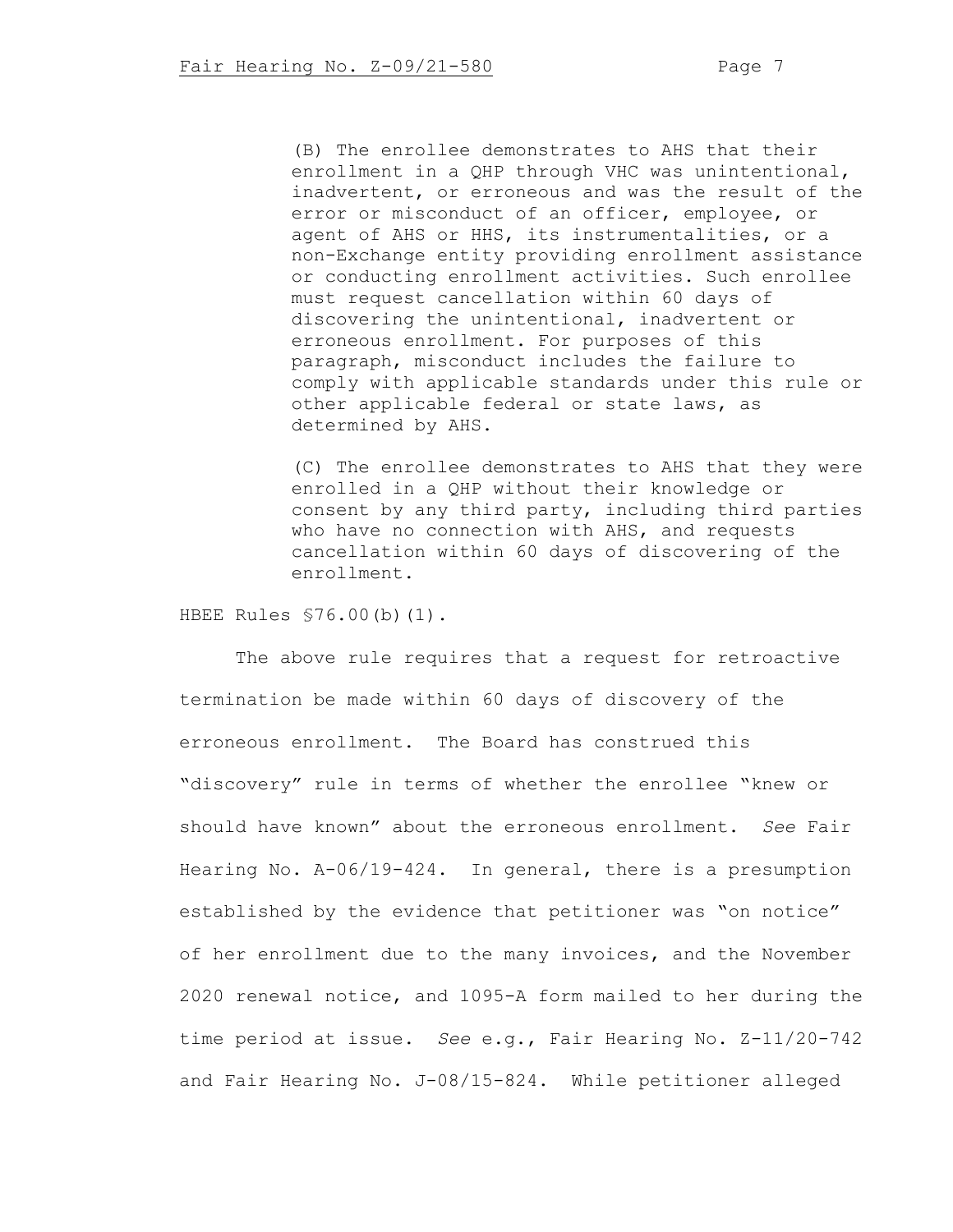> (B) The enrollee demonstrates to AHS that their enrollment in a QHP through VHC was unintentional, inadvertent, or erroneous and was the result of the error or misconduct of an officer, employee, or agent of AHS or HHS, its instrumentalities, or a non-Exchange entity providing enrollment assistance or conducting enrollment activities. Such enrollee must request cancellation within 60 days of discovering the unintentional, inadvertent or erroneous enrollment. For purposes of this paragraph, misconduct includes the failure to comply with applicable standards under this rule or other applicable federal or state laws, as determined by AHS.
>
> (C) The enrollee demonstrates to AHS that they were enrolled in a QHP without their knowledge or consent by any third party, including third parties who have no connection with AHS, and requests cancellation within 60 days of discovering of the enrollment.

HBEE Rules §76.00(b)(1).

The above rule requires that a request for retroactive termination be made within 60 days of discovery of the erroneous enrollment. The Board has construed this "discovery" rule in terms of whether the enrollee "knew or should have known" about the erroneous enrollment. *See* Fair Hearing No. A-06/19-424. In general, there is a presumption established by the evidence that petitioner was "on notice" of her enrollment due to the many invoices, and the November 2020 renewal notice, and 1095-A form mailed to her during the time period at issue. *See* e.g., Fair Hearing No. Z-11/20-742 and Fair Hearing No. J-08/15-824. While petitioner alleged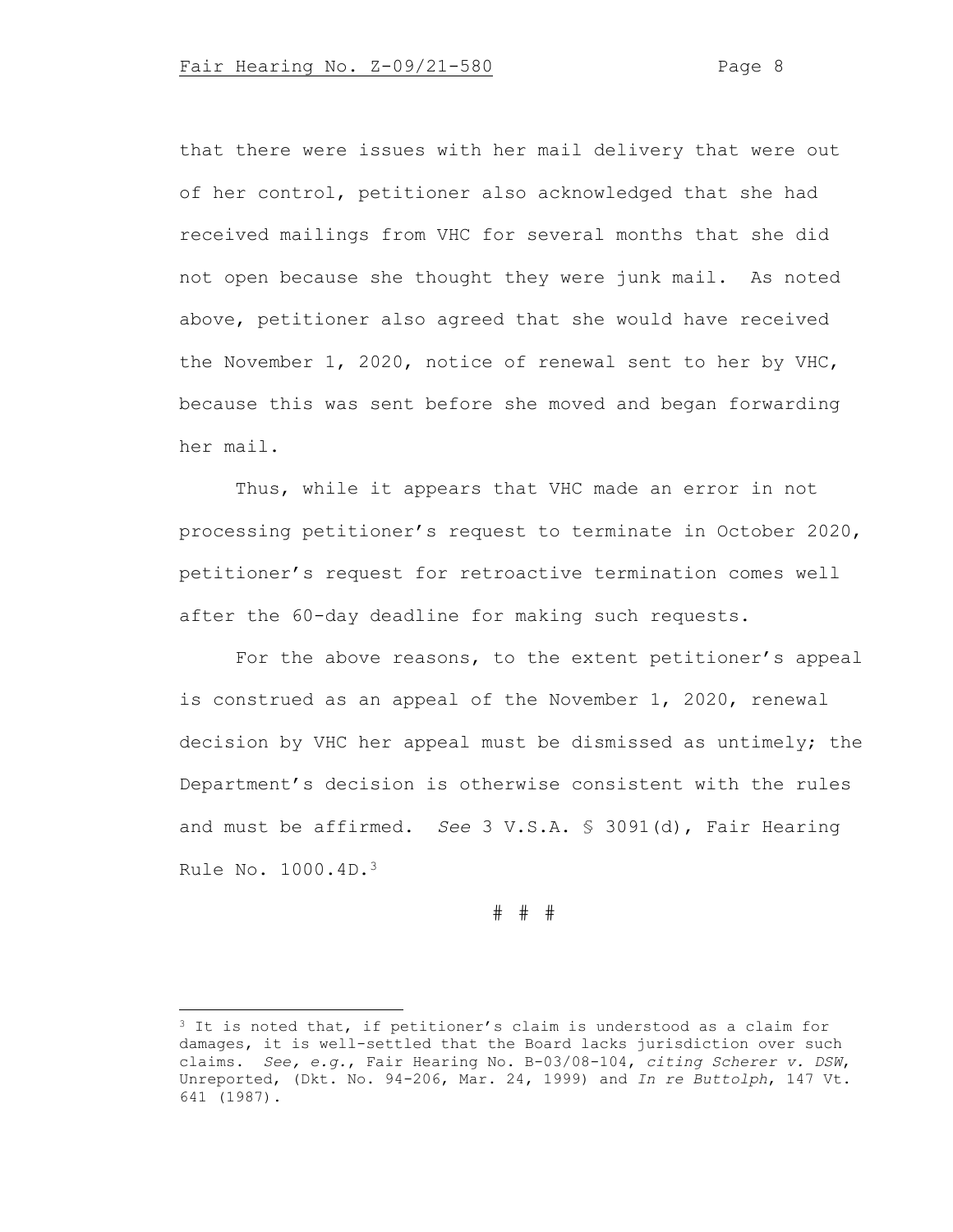that there were issues with her mail delivery that were out of her control, petitioner also acknowledged that she had received mailings from VHC for several months that she did not open because she thought they were junk mail. As noted above, petitioner also agreed that she would have received the November 1, 2020, notice of renewal sent to her by VHC, because this was sent before she moved and began forwarding her mail.

Thus, while it appears that VHC made an error in not processing petitioner's request to terminate in October 2020, petitioner's request for retroactive termination comes well after the 60-day deadline for making such requests.

For the above reasons, to the extent petitioner's appeal is construed as an appeal of the November 1, 2020, renewal decision by VHC her appeal must be dismissed as untimely; the Department's decision is otherwise consistent with the rules and must be affirmed. *See* 3 V.S.A. § 3091(d), Fair Hearing Rule No. 1000.4D.[3]

# # #

[3] It is noted that, if petitioner's claim is understood as a claim for damages, it is well-settled that the Board lacks jurisdiction over such claims. *See, e.g.*, Fair Hearing No. B-03/08-104, *citing Scherer v. DSW*, Unreported, (Dkt. No. 94-206, Mar. 24, 1999) and *In re Buttolph*, 147 Vt. 641 (1987).